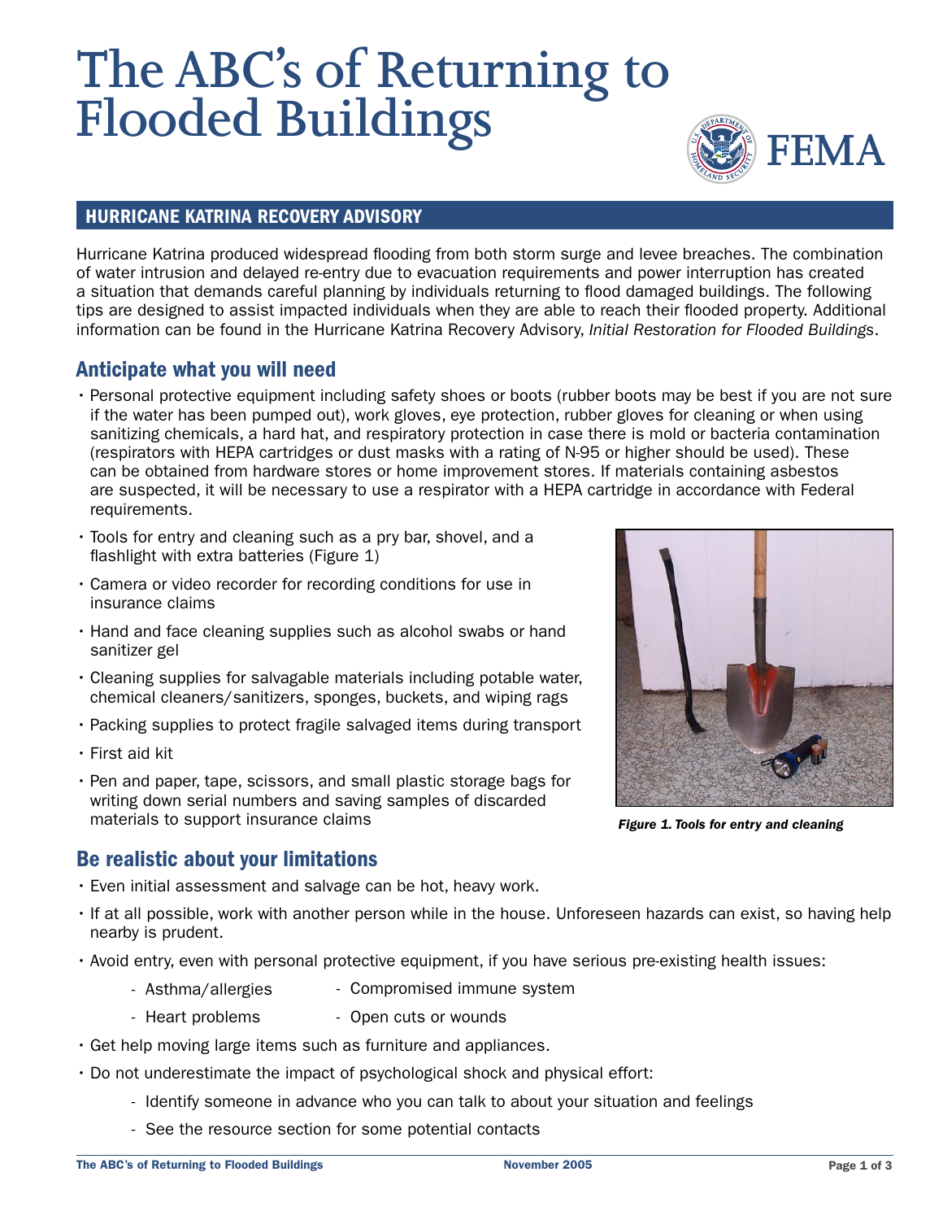# The ABC's of Returning to Flooded Buildings

FEMA

## HURRICANE KATRINA RECOVERY ADVISORY

Hurricane Katrina produced widespread flooding from both storm surge and levee breaches. The combination of water intrusion and delayed re-entry due to evacuation requirements and power interruption has created a situation that demands careful planning by individuals returning to flood damaged buildings. The following tips are designed to assist impacted individuals when they are able to reach their flooded property. Additional information can be found in the Hurricane Katrina Recovery Advisory, *Initial Restoration for Flooded Buildings*.

## Anticipate what you will need

- Personal protective equipment including safety shoes or boots (rubber boots may be best if you are not sure if the water has been pumped out), work gloves, eye protection, rubber gloves for cleaning or when using sanitizing chemicals, a hard hat, and respiratory protection in case there is mold or bacteria contamination (respirators with HEPA cartridges or dust masks with a rating of N-95 or higher should be used). These can be obtained from hardware stores or home improvement stores. If materials containing asbestos are suspected, it will be necessary to use a respirator with a HEPA cartridge in accordance with Federal requirements.
- Tools for entry and cleaning such as a pry bar, shovel, and a flashlight with extra batteries (Figure 1)
- Camera or video recorder for recording conditions for use in insurance claims
- Hand and face cleaning supplies such as alcohol swabs or hand sanitizer gel
- Cleaning supplies for salvagable materials including potable water, chemical cleaners/sanitizers, sponges, buckets, and wiping rags
- Packing supplies to protect fragile salvaged items during transport
- First aid kit
- Pen and paper, tape, scissors, and small plastic storage bags for writing down serial numbers and saving samples of discarded materials to support insurance claims

***Figure 1. Tools for entry and cleaning***

## Be realistic about your limitations

- Even initial assessment and salvage can be hot, heavy work.
- If at all possible, work with another person while in the house. Unforeseen hazards can exist, so having help nearby is prudent.
- Avoid entry, even with personal protective equipment, if you have serious pre-existing health issues:
  - Asthma/allergies
  - Compromised immune system
  - Heart problems
  - Open cuts or wounds
- Get help moving large items such as furniture and appliances.
- Do not underestimate the impact of psychological shock and physical effort:
  - Identify someone in advance who you can talk to about your situation and feelings
  - See the resource section for some potential contacts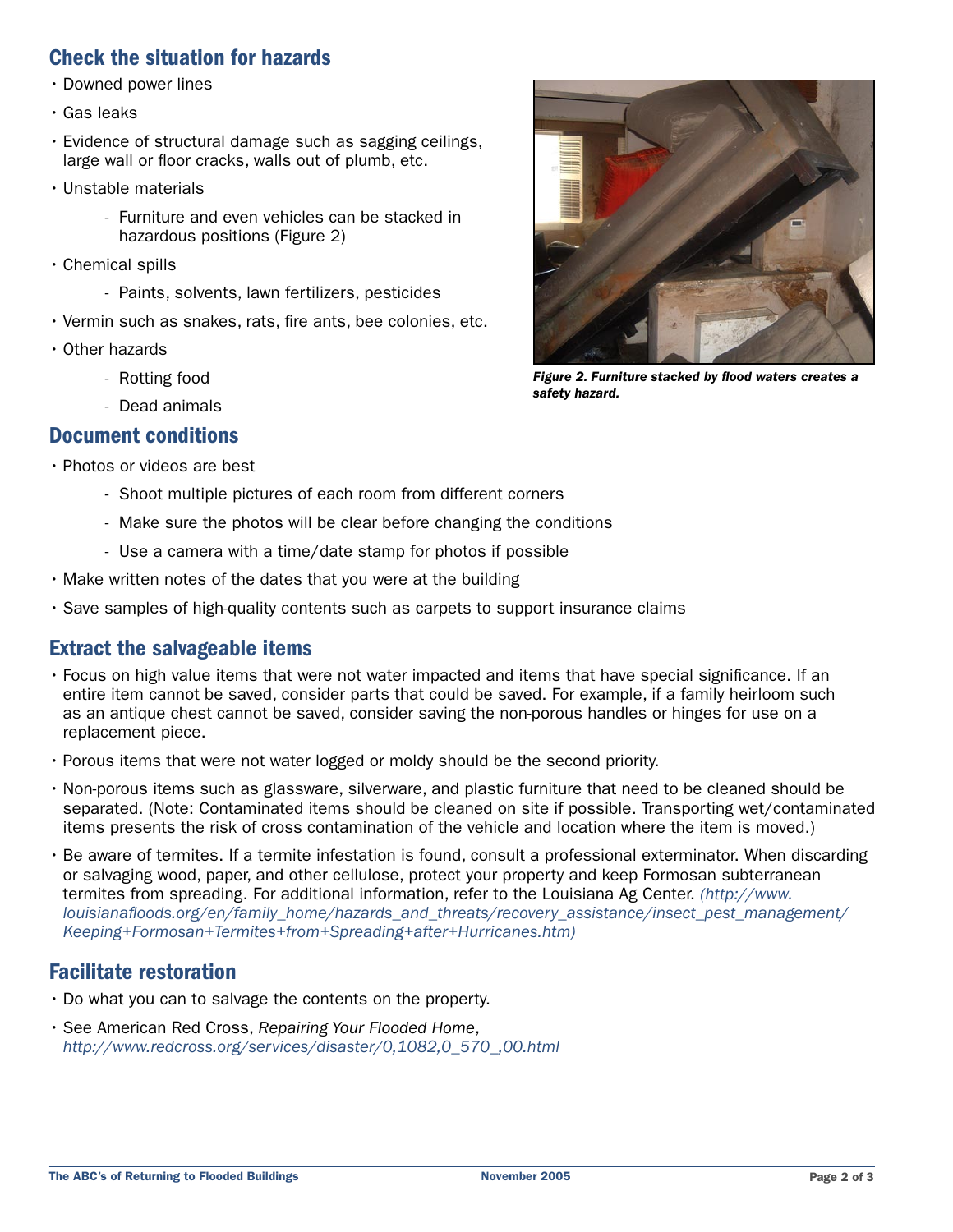## Check the situation for hazards

- Downed power lines
- Gas leaks
- Evidence of structural damage such as sagging ceilings, large wall or floor cracks, walls out of plumb, etc.
- Unstable materials
  - Furniture and even vehicles can be stacked in hazardous positions (Figure 2)
- Chemical spills
  - Paints, solvents, lawn fertilizers, pesticides
- Vermin such as snakes, rats, fire ants, bee colonies, etc.
- Other hazards
  - Rotting food
  - Dead animals

***Figure 2. Furniture stacked by flood waters creates a safety hazard.***

## Document conditions

- Photos or videos are best
  - Shoot multiple pictures of each room from different corners
  - Make sure the photos will be clear before changing the conditions
  - Use a camera with a time/date stamp for photos if possible
- Make written notes of the dates that you were at the building
- Save samples of high-quality contents such as carpets to support insurance claims

## Extract the salvageable items

- Focus on high value items that were not water impacted and items that have special significance. If an entire item cannot be saved, consider parts that could be saved. For example, if a family heirloom such as an antique chest cannot be saved, consider saving the non-porous handles or hinges for use on a replacement piece.
- Porous items that were not water logged or moldy should be the second priority.
- Non-porous items such as glassware, silverware, and plastic furniture that need to be cleaned should be separated. (Note: Contaminated items should be cleaned on site if possible. Transporting wet/contaminated items presents the risk of cross contamination of the vehicle and location where the item is moved.)
- Be aware of termites. If a termite infestation is found, consult a professional exterminator. When discarding or salvaging wood, paper, and other cellulose, protect your property and keep Formosan subterranean termites from spreading. For additional information, refer to the Louisiana Ag Center. *(http://www.louisianafloods.org/en/family_home/hazards_and_threats/recovery_assistance/insect_pest_management/Keeping+Formosan+Termites+from+Spreading+after+Hurricanes.htm)*

## Facilitate restoration

- Do what you can to salvage the contents on the property.
- See American Red Cross, *Repairing Your Flooded Home*, *http://www.redcross.org/services/disaster/0,1082,0_570_,00.html*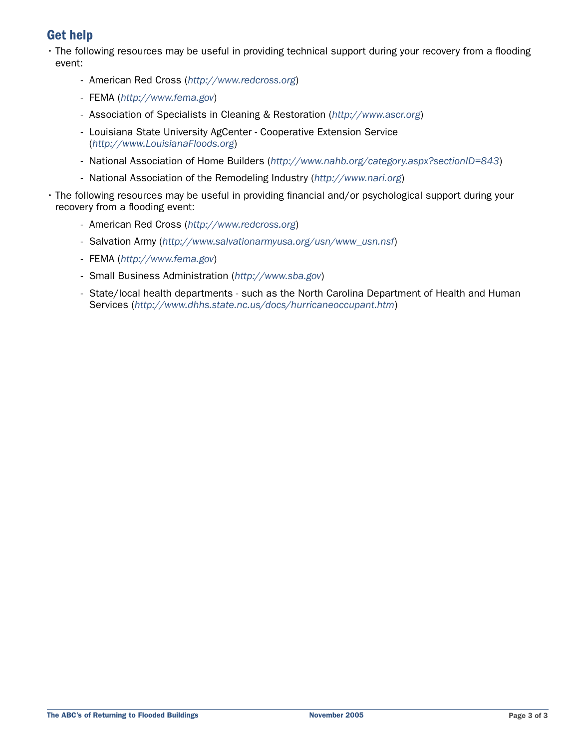## Get help

- The following resources may be useful in providing technical support during your recovery from a flooding event:
  - American Red Cross (*http://www.redcross.org*)
  - FEMA (*http://www.fema.gov*)
  - Association of Specialists in Cleaning & Restoration (*http://www.ascr.org*)
  - Louisiana State University AgCenter - Cooperative Extension Service (*http://www.LouisianaFloods.org*)
  - National Association of Home Builders (*http://www.nahb.org/category.aspx?sectionID=843*)
  - National Association of the Remodeling Industry (*http://www.nari.org*)
- The following resources may be useful in providing financial and/or psychological support during your recovery from a flooding event:
  - American Red Cross (*http://www.redcross.org*)
  - Salvation Army (*http://www.salvationarmyusa.org/usn/www_usn.nsf*)
  - FEMA (*http://www.fema.gov*)
  - Small Business Administration (*http://www.sba.gov*)
  - State/local health departments - such as the North Carolina Department of Health and Human Services (*http://www.dhhs.state.nc.us/docs/hurricaneoccupant.htm*)